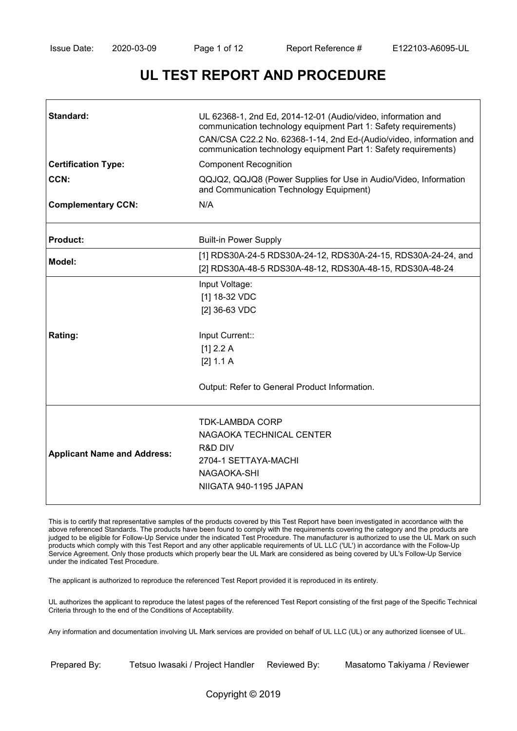# UL TEST REPORT AND PROCEDURE

| | |
|---|---|
| **Standard:** | UL 62368-1, 2nd Ed, 2014-12-01 (Audio/video, information and communication technology equipment Part 1: Safety requirements)<br>CAN/CSA C22.2 No. 62368-1-14, 2nd Ed-(Audio/video, information and communication technology equipment Part 1: Safety requirements) |
| **Certification Type:** | Component Recognition |
| **CCN:** | QQJQ2, QQJQ8 (Power Supplies for Use in Audio/Video, Information and Communication Technology Equipment) |
| **Complementary CCN:** | N/A |
| **Product:** | Built-in Power Supply |
| **Model:** | [1] RDS30A-24-5 RDS30A-24-12, RDS30A-24-15, RDS30A-24-24, and<br>[2] RDS30A-48-5 RDS30A-48-12, RDS30A-48-15, RDS30A-48-24 |
| **Rating:** | Input Voltage:<br>[1] 18-32 VDC<br>[2] 36-63 VDC<br><br>Input Current::<br>[1] 2.2 A<br>[2] 1.1 A<br><br>Output: Refer to General Product Information. |
| **Applicant Name and Address:** | TDK-LAMBDA CORP<br>NAGAOKA TECHNICAL CENTER<br>R&D DIV<br>2704-1 SETTAYA-MACHI<br>NAGAOKA-SHI<br>NIIGATA 940-1195 JAPAN |

This is to certify that representative samples of the products covered by this Test Report have been investigated in accordance with the above referenced Standards. The products have been found to comply with the requirements covering the category and the products are judged to be eligible for Follow-Up Service under the indicated Test Procedure. The manufacturer is authorized to use the UL Mark on such products which comply with this Test Report and any other applicable requirements of UL LLC ('UL') in accordance with the Follow-Up Service Agreement. Only those products which properly bear the UL Mark are considered as being covered by UL's Follow-Up Service under the indicated Test Procedure.

The applicant is authorized to reproduce the referenced Test Report provided it is reproduced in its entirety.

UL authorizes the applicant to reproduce the latest pages of the referenced Test Report consisting of the first page of the Specific Technical Criteria through to the end of the Conditions of Acceptability.

Any information and documentation involving UL Mark services are provided on behalf of UL LLC (UL) or any authorized licensee of UL.

Prepared By: Tetsuo Iwasaki / Project Handler Reviewed By: Masatomo Takiyama / Reviewer

Copyright © 2019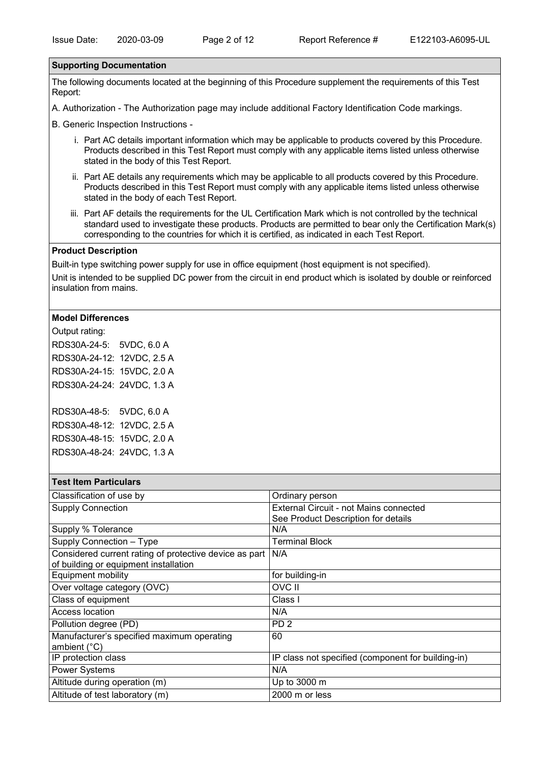## Supporting Documentation

The following documents located at the beginning of this Procedure supplement the requirements of this Test Report:

A. Authorization - The Authorization page may include additional Factory Identification Code markings.

B. Generic Inspection Instructions -

i. Part AC details important information which may be applicable to products covered by this Procedure. Products described in this Test Report must comply with any applicable items listed unless otherwise stated in the body of this Test Report.

ii. Part AE details any requirements which may be applicable to all products covered by this Procedure. Products described in this Test Report must comply with any applicable items listed unless otherwise stated in the body of each Test Report.

iii. Part AF details the requirements for the UL Certification Mark which is not controlled by the technical standard used to investigate these products. Products are permitted to bear only the Certification Mark(s) corresponding to the countries for which it is certified, as indicated in each Test Report.

## Product Description

Built-in type switching power supply for use in office equipment (host equipment is not specified).

Unit is intended to be supplied DC power from the circuit in end product which is isolated by double or reinforced insulation from mains.

## Model Differences

Output rating:

RDS30A-24-5: 5VDC, 6.0 A

RDS30A-24-12: 12VDC, 2.5 A

RDS30A-24-15: 15VDC, 2.0 A

RDS30A-24-24: 24VDC, 1.3 A

RDS30A-48-5: 5VDC, 6.0 A

RDS30A-48-12: 12VDC, 2.5 A

RDS30A-48-15: 15VDC, 2.0 A

RDS30A-48-24: 24VDC, 1.3 A

## Test Item Particulars

| Test Item Particulars | |
|---|---|
| Classification of use by | Ordinary person |
| Supply Connection | External Circuit - not Mains connected<br>See Product Description for details |
| Supply % Tolerance | N/A |
| Supply Connection – Type | Terminal Block |
| Considered current rating of protective device as part of building or equipment installation | N/A |
| Equipment mobility | for building-in |
| Over voltage category (OVC) | OVC II |
| Class of equipment | Class I |
| Access location | N/A |
| Pollution degree (PD) | PD 2 |
| Manufacturer's specified maximum operating ambient (°C) | 60 |
| IP protection class | IP class not specified (component for building-in) |
| Power Systems | N/A |
| Altitude during operation (m) | Up to 3000 m |
| Altitude of test laboratory (m) | 2000 m or less |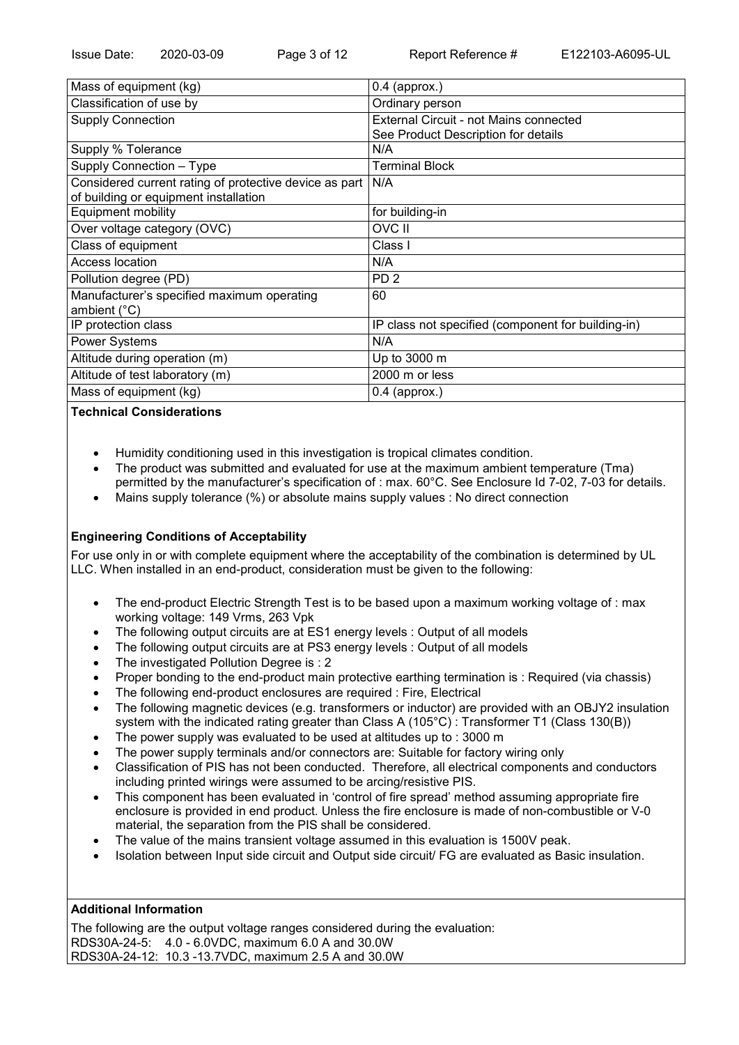| | |
|---|---|
| Mass of equipment (kg) | 0.4 (approx.) |
| Classification of use by | Ordinary person |
| Supply Connection | External Circuit - not Mains connected<br>See Product Description for details |
| Supply % Tolerance | N/A |
| Supply Connection – Type | Terminal Block |
| Considered current rating of protective device as part of building or equipment installation | N/A |
| Equipment mobility | for building-in |
| Over voltage category (OVC) | OVC II |
| Class of equipment | Class I |
| Access location | N/A |
| Pollution degree (PD) | PD 2 |
| Manufacturer's specified maximum operating ambient (°C) | 60 |
| IP protection class | IP class not specified (component for building-in) |
| Power Systems | N/A |
| Altitude during operation (m) | Up to 3000 m |
| Altitude of test laboratory (m) | 2000 m or less |
| Mass of equipment (kg) | 0.4 (approx.) |

**Technical Considerations**

- Humidity conditioning used in this investigation is tropical climates condition.
- The product was submitted and evaluated for use at the maximum ambient temperature (Tma) permitted by the manufacturer's specification of : max. 60°C. See Enclosure Id 7-02, 7-03 for details.
- Mains supply tolerance (%) or absolute mains supply values : No direct connection

**Engineering Conditions of Acceptability**

For use only in or with complete equipment where the acceptability of the combination is determined by UL LLC. When installed in an end-product, consideration must be given to the following:

- The end-product Electric Strength Test is to be based upon a maximum working voltage of : max working voltage: 149 Vrms, 263 Vpk
- The following output circuits are at ES1 energy levels : Output of all models
- The following output circuits are at PS3 energy levels : Output of all models
- The investigated Pollution Degree is : 2
- Proper bonding to the end-product main protective earthing termination is : Required (via chassis)
- The following end-product enclosures are required : Fire, Electrical
- The following magnetic devices (e.g. transformers or inductor) are provided with an OBJY2 insulation system with the indicated rating greater than Class A (105°C) : Transformer T1 (Class 130(B))
- The power supply was evaluated to be used at altitudes up to : 3000 m
- The power supply terminals and/or connectors are: Suitable for factory wiring only
- Classification of PIS has not been conducted. Therefore, all electrical components and conductors including printed wirings were assumed to be arcing/resistive PIS.
- This component has been evaluated in 'control of fire spread' method assuming appropriate fire enclosure is provided in end product. Unless the fire enclosure is made of non-combustible or V-0 material, the separation from the PIS shall be considered.
- The value of the mains transient voltage assumed in this evaluation is 1500V peak.
- Isolation between Input side circuit and Output side circuit/ FG are evaluated as Basic insulation.

**Additional Information**

The following are the output voltage ranges considered during the evaluation:
RDS30A-24-5: 4.0 - 6.0VDC, maximum 6.0 A and 30.0W
RDS30A-24-12: 10.3 -13.7VDC, maximum 2.5 A and 30.0W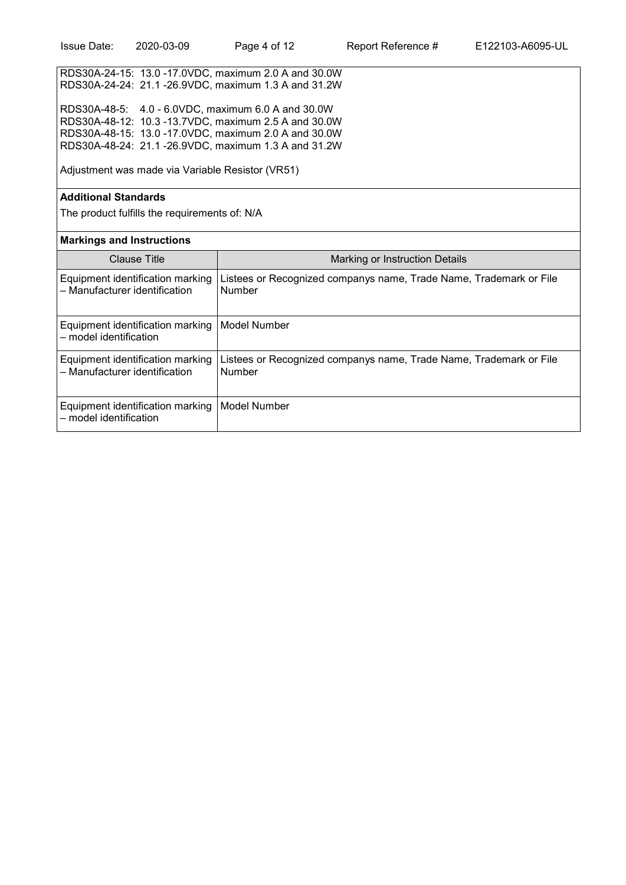RDS30A-24-15: 13.0 -17.0VDC, maximum 2.0 A and 30.0W
RDS30A-24-24: 21.1 -26.9VDC, maximum 1.3 A and 31.2W

RDS30A-48-5: 4.0 - 6.0VDC, maximum 6.0 A and 30.0W
RDS30A-48-12: 10.3 -13.7VDC, maximum 2.5 A and 30.0W
RDS30A-48-15: 13.0 -17.0VDC, maximum 2.0 A and 30.0W
RDS30A-48-24: 21.1 -26.9VDC, maximum 1.3 A and 31.2W

Adjustment was made via Variable Resistor (VR51)

**Additional Standards**

The product fulfills the requirements of: N/A

**Markings and Instructions**

| Clause Title | Marking or Instruction Details |
|---|---|
| Equipment identification marking – Manufacturer identification | Listees or Recognized companys name, Trade Name, Trademark or File Number |
| Equipment identification marking – model identification | Model Number |
| Equipment identification marking – Manufacturer identification | Listees or Recognized companys name, Trade Name, Trademark or File Number |
| Equipment identification marking – model identification | Model Number |